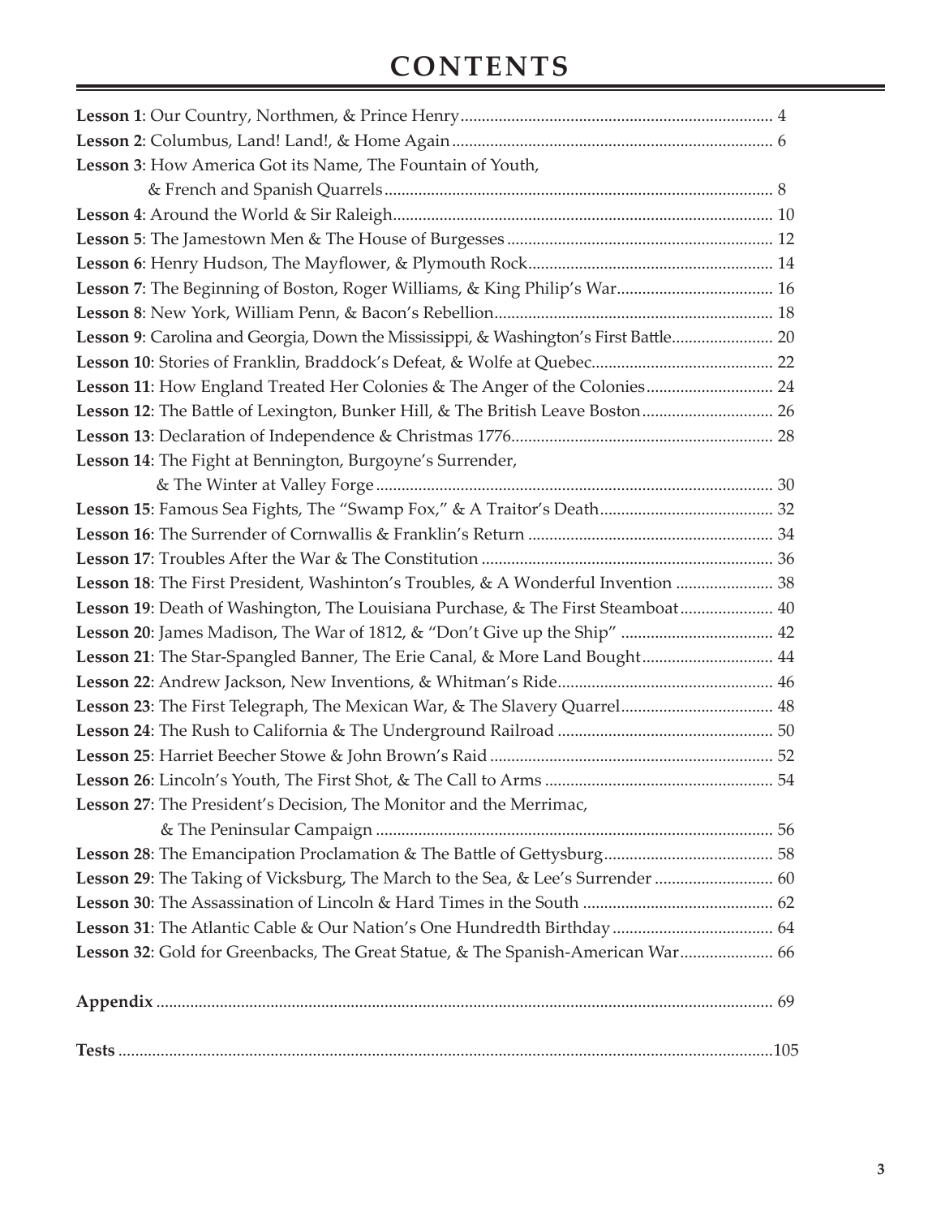# CONTENTS

**Lesson 1**: Our Country, Northmen, & Prince Henry ........................................ 4

**Lesson 2**: Columbus, Land! Land!, & Home Again ........................................ 6

**Lesson 3**: How America Got its Name, The Fountain of Youth, & French and Spanish Quarrels ........................................ 8

**Lesson 4**: Around the World & Sir Raleigh ........................................ 10

**Lesson 5**: The Jamestown Men & The House of Burgesses ........................................ 12

**Lesson 6**: Henry Hudson, The Mayflower, & Plymouth Rock ........................................ 14

**Lesson 7**: The Beginning of Boston, Roger Williams, & King Philip's War ........................................ 16

**Lesson 8**: New York, William Penn, & Bacon's Rebellion ........................................ 18

**Lesson 9**: Carolina and Georgia, Down the Mississippi, & Washington's First Battle ........................................ 20

**Lesson 10**: Stories of Franklin, Braddock's Defeat, & Wolfe at Quebec ........................................ 22

**Lesson 11**: How England Treated Her Colonies & The Anger of the Colonies ........................................ 24

**Lesson 12**: The Battle of Lexington, Bunker Hill, & The British Leave Boston ........................................ 26

**Lesson 13**: Declaration of Independence & Christmas 1776 ........................................ 28

**Lesson 14**: The Fight at Bennington, Burgoyne's Surrender, & The Winter at Valley Forge ........................................ 30

**Lesson 15**: Famous Sea Fights, The "Swamp Fox," & A Traitor's Death ........................................ 32

**Lesson 16**: The Surrender of Cornwallis & Franklin's Return ........................................ 34

**Lesson 17**: Troubles After the War & The Constitution ........................................ 36

**Lesson 18**: The First President, Washinton's Troubles, & A Wonderful Invention ........................................ 38

**Lesson 19**: Death of Washington, The Louisiana Purchase, & The First Steamboat ........................................ 40

**Lesson 20**: James Madison, The War of 1812, & "Don't Give up the Ship" ........................................ 42

**Lesson 21**: The Star-Spangled Banner, The Erie Canal, & More Land Bought ........................................ 44

**Lesson 22**: Andrew Jackson, New Inventions, & Whitman's Ride ........................................ 46

**Lesson 23**: The First Telegraph, The Mexican War, & The Slavery Quarrel ........................................ 48

**Lesson 24**: The Rush to California & The Underground Railroad ........................................ 50

**Lesson 25**: Harriet Beecher Stowe & John Brown's Raid ........................................ 52

**Lesson 26**: Lincoln's Youth, The First Shot, & The Call to Arms ........................................ 54

**Lesson 27**: The President's Decision, The Monitor and the Merrimac, & The Peninsular Campaign ........................................ 56

**Lesson 28**: The Emancipation Proclamation & The Battle of Gettysburg ........................................ 58

**Lesson 29**: The Taking of Vicksburg, The March to the Sea, & Lee's Surrender ........................................ 60

**Lesson 30**: The Assassination of Lincoln & Hard Times in the South ........................................ 62

**Lesson 31**: The Atlantic Cable & Our Nation's One Hundredth Birthday ........................................ 64

**Lesson 32**: Gold for Greenbacks, The Great Statue, & The Spanish-American War ........................................ 66

**Appendix** ........................................ 69

**Tests** ........................................ 105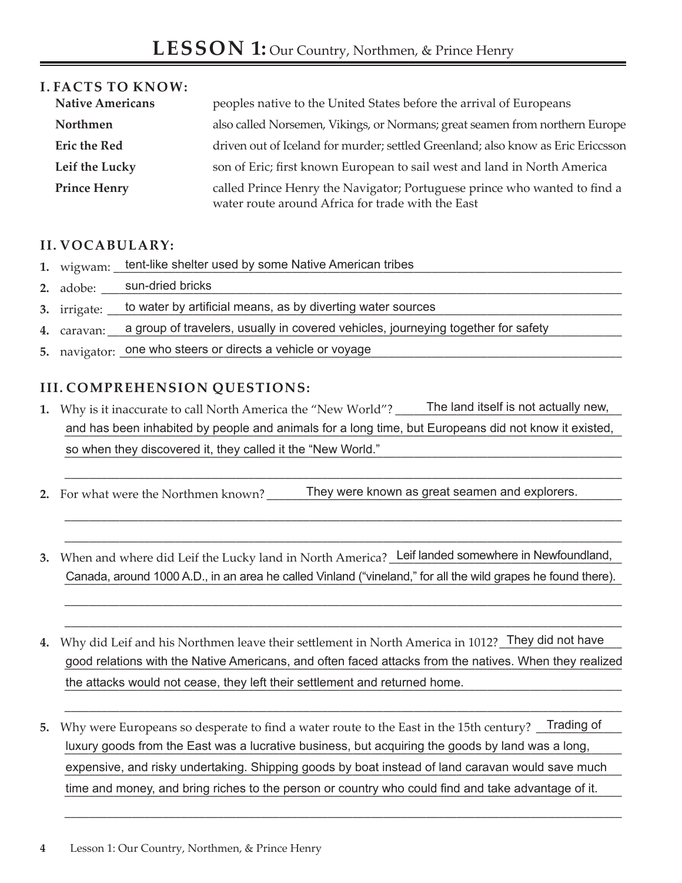# LESSON 1: Our Country, Northmen, & Prince Henry

## I. FACTS TO KNOW:

| | |
|---|---|
| **Native Americans** | peoples native to the United States before the arrival of Europeans |
| **Northmen** | also called Norsemen, Vikings, or Normans; great seamen from northern Europe |
| **Eric the Red** | driven out of Iceland for murder; settled Greenland; also know as Eric Ericcsson |
| **Leif the Lucky** | son of Eric; first known European to sail west and land in North America |
| **Prince Henry** | called Prince Henry the Navigator; Portuguese prince who wanted to find a water route around Africa for trade with the East |

## II. VOCABULARY:

1. wigwam: tent-like shelter used by some Native American tribes
2. adobe: sun-dried bricks
3. irrigate: to water by artificial means, as by diverting water sources
4. caravan: a group of travelers, usually in covered vehicles, journeying together for safety
5. navigator: one who steers or directs a vehicle or voyage

## III. COMPREHENSION QUESTIONS:

1. Why is it inaccurate to call North America the "New World"? The land itself is not actually new, and has been inhabited by people and animals for a long time, but Europeans did not know it existed, so when they discovered it, they called it the "New World."

2. For what were the Northmen known? They were known as great seamen and explorers.

3. When and where did Leif the Lucky land in North America? Leif landed somewhere in Newfoundland, Canada, around 1000 A.D., in an area he called Vinland ("vineland," for all the wild grapes he found there).

4. Why did Leif and his Northmen leave their settlement in North America in 1012? They did not have good relations with the Native Americans, and often faced attacks from the natives. When they realized the attacks would not cease, they left their settlement and returned home.

5. Why were Europeans so desperate to find a water route to the East in the 15th century? Trading of luxury goods from the East was a lucrative business, but acquiring the goods by land was a long, expensive, and risky undertaking. Shipping goods by boat instead of land caravan would save much time and money, and bring riches to the person or country who could find and take advantage of it.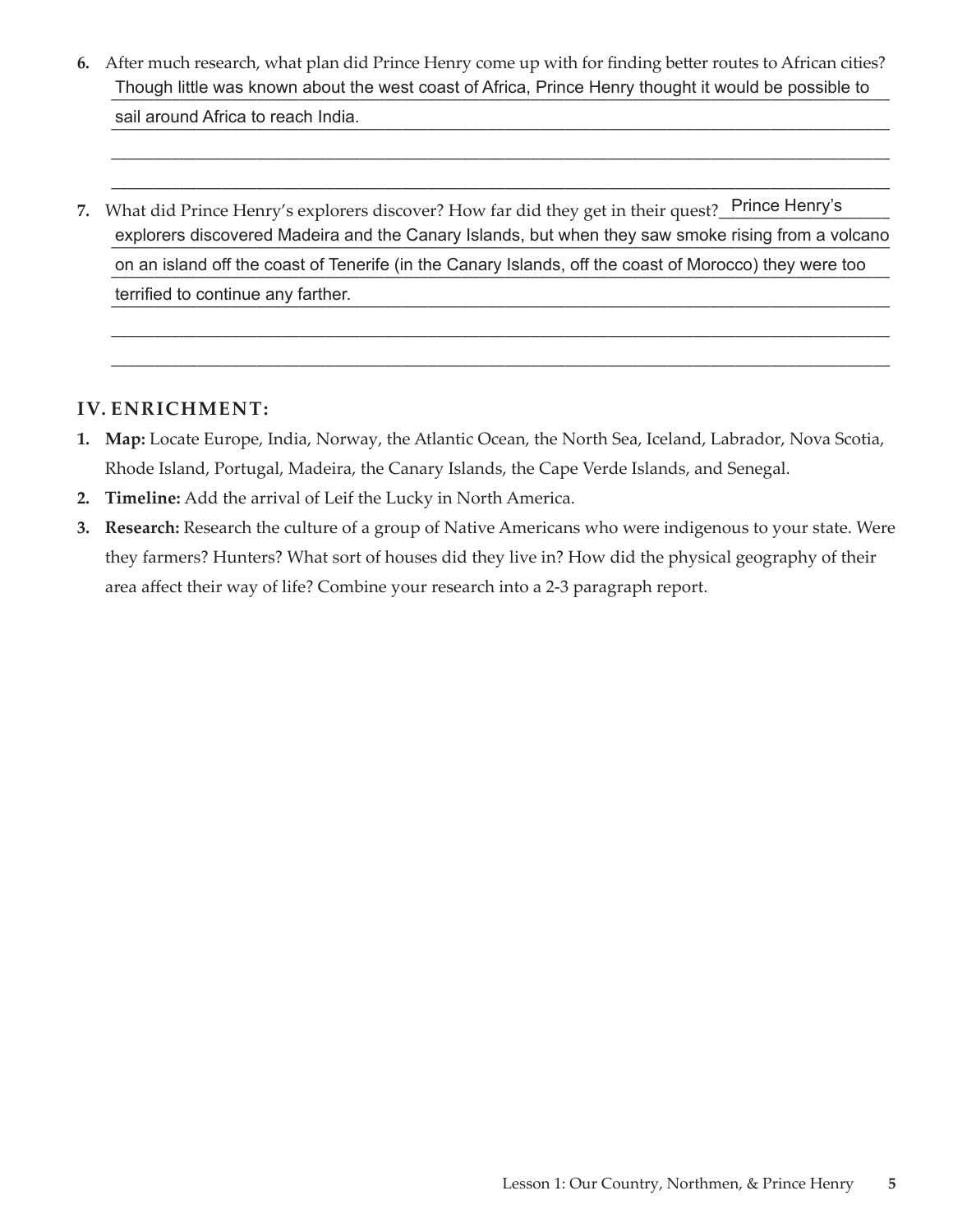6. After much research, what plan did Prince Henry come up with for finding better routes to African cities?
   Though little was known about the west coast of Africa, Prince Henry thought it would be possible to sail around Africa to reach India.

7. What did Prince Henry's explorers discover? How far did they get in their quest? Prince Henry's explorers discovered Madeira and the Canary Islands, but when they saw smoke rising from a volcano on an island off the coast of Tenerife (in the Canary Islands, off the coast of Morocco) they were too terrified to continue any farther.

## IV. ENRICHMENT:

1. **Map:** Locate Europe, India, Norway, the Atlantic Ocean, the North Sea, Iceland, Labrador, Nova Scotia, Rhode Island, Portugal, Madeira, the Canary Islands, the Cape Verde Islands, and Senegal.
2. **Timeline:** Add the arrival of Leif the Lucky in North America.
3. **Research:** Research the culture of a group of Native Americans who were indigenous to your state. Were they farmers? Hunters? What sort of houses did they live in? How did the physical geography of their area affect their way of life? Combine your research into a 2-3 paragraph report.